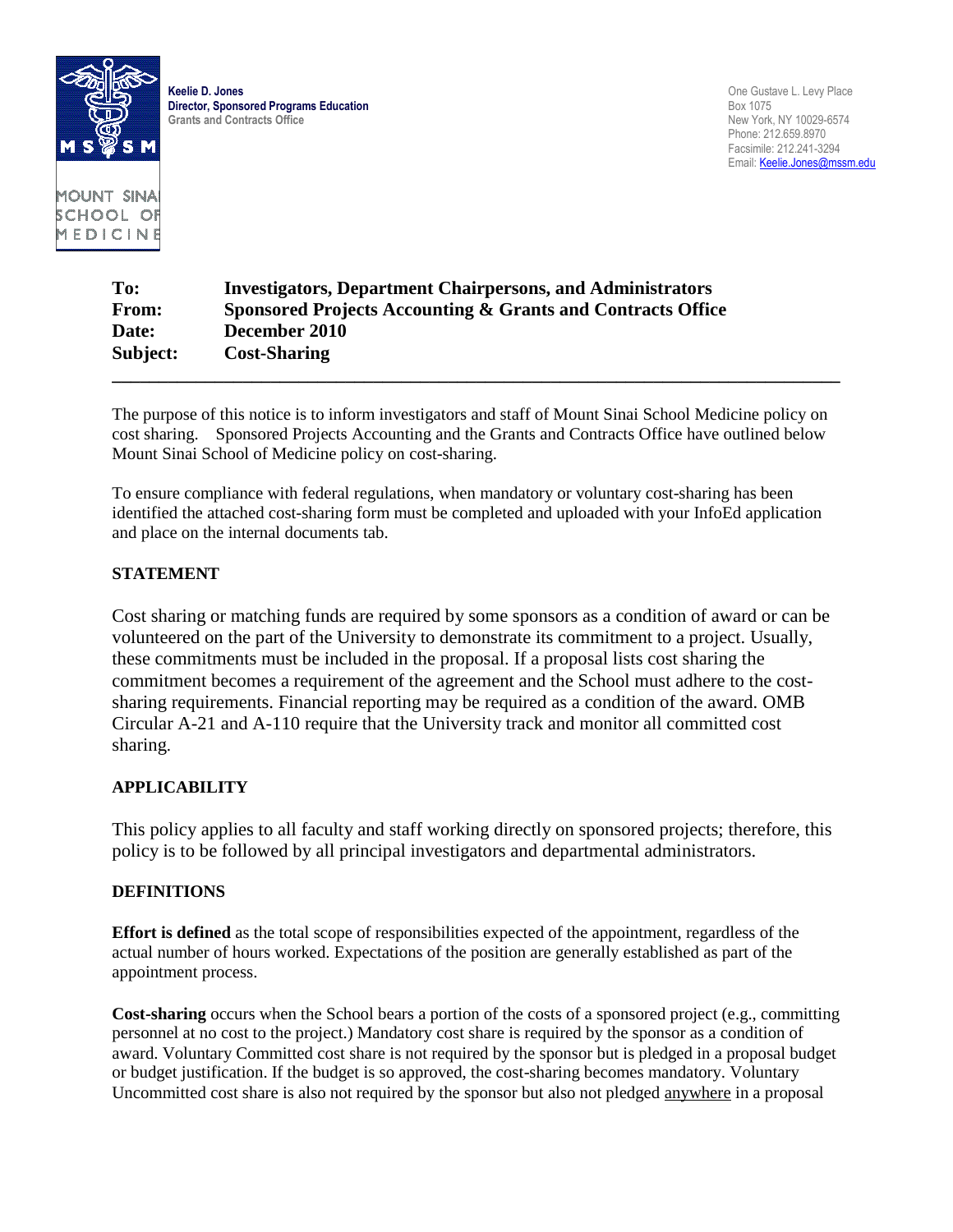**Keelie D. Jones**
**Director, Sponsored Programs Education**
Grants and Contracts Office

One Gustave L. Levy Place
Box 1075
New York, NY 10029-6574
Phone: 212.659.8970
Facsimile: 212.241-3294
Email: Keelie.Jones@mssm.edu

MOUNT SINAI SCHOOL OF MEDICINE

**To:** **Investigators, Department Chairpersons, and Administrators**
**From:** **Sponsored Projects Accounting & Grants and Contracts Office**
**Date:** **December 2010**
**Subject:** **Cost-Sharing**

---

The purpose of this notice is to inform investigators and staff of Mount Sinai School Medicine policy on cost sharing. Sponsored Projects Accounting and the Grants and Contracts Office have outlined below Mount Sinai School of Medicine policy on cost-sharing.

To ensure compliance with federal regulations, when mandatory or voluntary cost-sharing has been identified the attached cost-sharing form must be completed and uploaded with your InfoEd application and place on the internal documents tab.

**STATEMENT**

Cost sharing or matching funds are required by some sponsors as a condition of award or can be volunteered on the part of the University to demonstrate its commitment to a project. Usually, these commitments must be included in the proposal. If a proposal lists cost sharing the commitment becomes a requirement of the agreement and the School must adhere to the cost-sharing requirements. Financial reporting may be required as a condition of the award. OMB Circular A-21 and A-110 require that the University track and monitor all committed cost sharing.

**APPLICABILITY**

This policy applies to all faculty and staff working directly on sponsored projects; therefore, this policy is to be followed by all principal investigators and departmental administrators.

**DEFINITIONS**

**Effort is defined** as the total scope of responsibilities expected of the appointment, regardless of the actual number of hours worked. Expectations of the position are generally established as part of the appointment process.

**Cost-sharing** occurs when the School bears a portion of the costs of a sponsored project (e.g., committing personnel at no cost to the project.) Mandatory cost share is required by the sponsor as a condition of award. Voluntary Committed cost share is not required by the sponsor but is pledged in a proposal budget or budget justification. If the budget is so approved, the cost-sharing becomes mandatory. Voluntary Uncommitted cost share is also not required by the sponsor but also not pledged anywhere in a proposal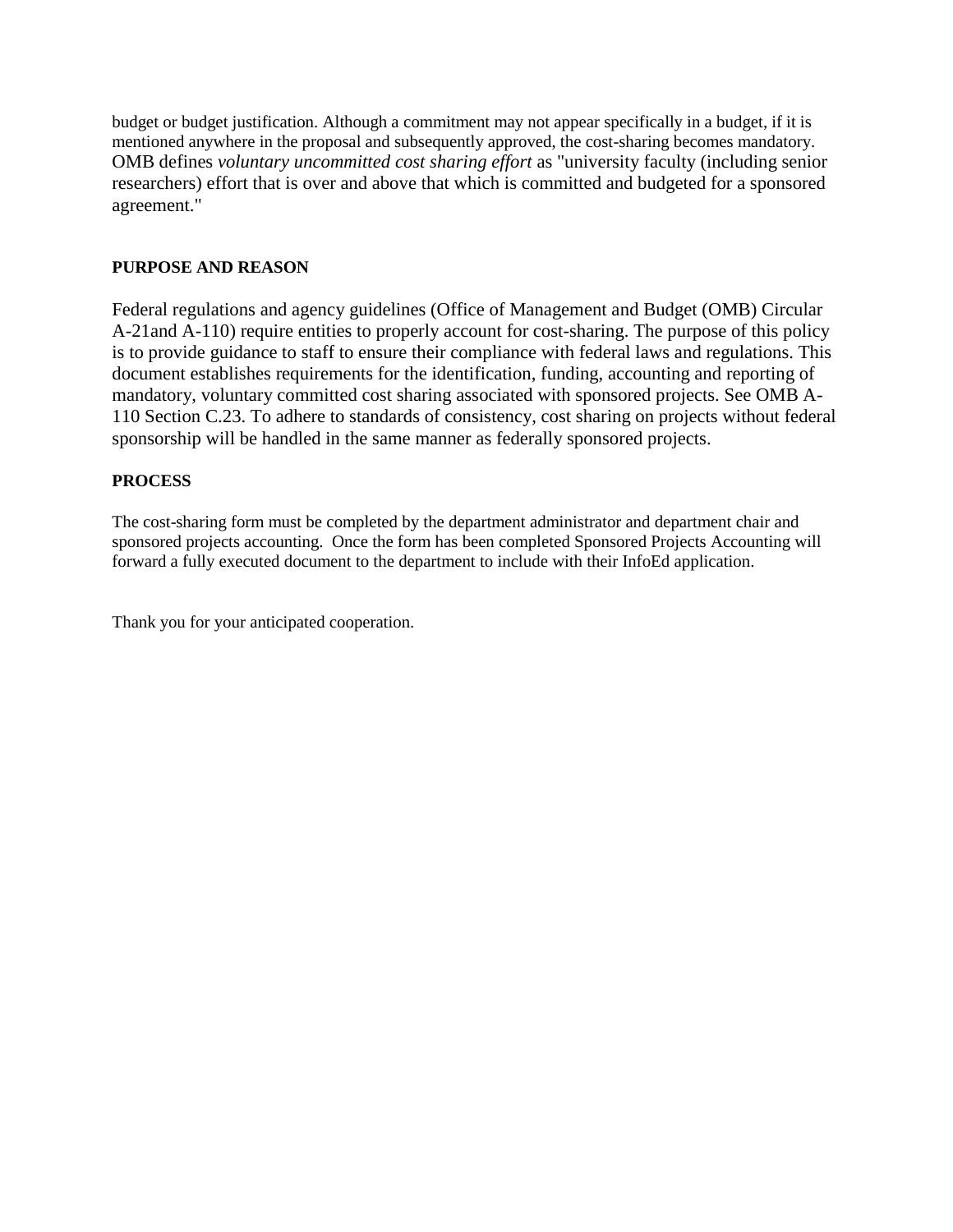budget or budget justification. Although a commitment may not appear specifically in a budget, if it is mentioned anywhere in the proposal and subsequently approved, the cost-sharing becomes mandatory. OMB defines *voluntary uncommitted cost sharing effort* as "university faculty (including senior researchers) effort that is over and above that which is committed and budgeted for a sponsored agreement."

**PURPOSE AND REASON**

Federal regulations and agency guidelines (Office of Management and Budget (OMB) Circular A-21and A-110) require entities to properly account for cost-sharing. The purpose of this policy is to provide guidance to staff to ensure their compliance with federal laws and regulations. This document establishes requirements for the identification, funding, accounting and reporting of mandatory, voluntary committed cost sharing associated with sponsored projects. See OMB A-110 Section C.23. To adhere to standards of consistency, cost sharing on projects without federal sponsorship will be handled in the same manner as federally sponsored projects.

**PROCESS**

The cost-sharing form must be completed by the department administrator and department chair and sponsored projects accounting. Once the form has been completed Sponsored Projects Accounting will forward a fully executed document to the department to include with their InfoEd application.

Thank you for your anticipated cooperation.